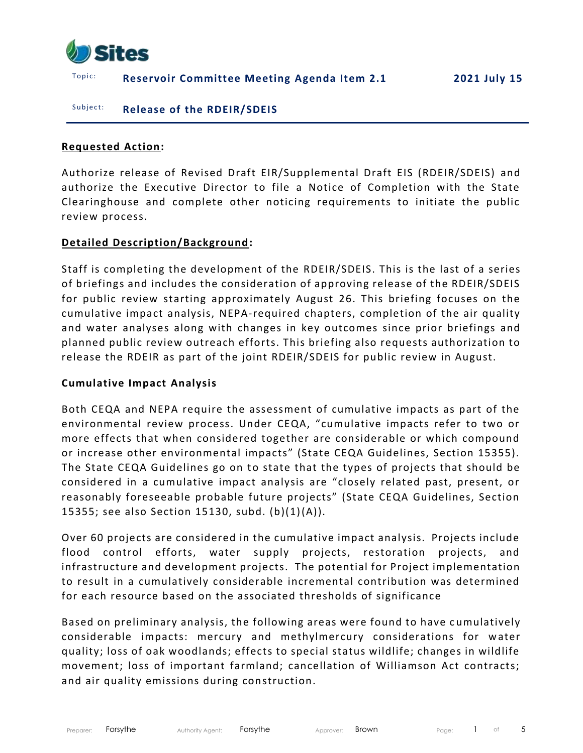**Sites**

Topic: **Reservoir Committee Meeting Agenda Item 2.1** **2021 July 15**

Subject: **Release of the RDEIR/SDEIS**

**Requested Action:**

Authorize release of Revised Draft EIR/Supplemental Draft EIS (RDEIR/SDEIS) and authorize the Executive Director to file a Notice of Completion with the State Clearinghouse and complete other noticing requirements to initiate the public review process.

**Detailed Description/Background:**

Staff is completing the development of the RDEIR/SDEIS. This is the last of a series of briefings and includes the consideration of approving release of the RDEIR/SDEIS for public review starting approximately August 26. This briefing focuses on the cumulative impact analysis, NEPA-required chapters, completion of the air quality and water analyses along with changes in key outcomes since prior briefings and planned public review outreach efforts. This briefing also requests authorization to release the RDEIR as part of the joint RDEIR/SDEIS for public review in August.

**Cumulative Impact Analysis**

Both CEQA and NEPA require the assessment of cumulative impacts as part of the environmental review process. Under CEQA, "cumulative impacts refer to two or more effects that when considered together are considerable or which compound or increase other environmental impacts" (State CEQA Guidelines, Section 15355). The State CEQA Guidelines go on to state that the types of projects that should be considered in a cumulative impact analysis are "closely related past, present, or reasonably foreseeable probable future projects" (State CEQA Guidelines, Section 15355; see also Section 15130, subd. (b)(1)(A)).

Over 60 projects are considered in the cumulative impact analysis. Projects include flood control efforts, water supply projects, restoration projects, and infrastructure and development projects. The potential for Project implementation to result in a cumulatively considerable incremental contribution was determined for each resource based on the associated thresholds of significance

Based on preliminary analysis, the following areas were found to have cumulatively considerable impacts: mercury and methylmercury considerations for water quality; loss of oak woodlands; effects to special status wildlife; changes in wildlife movement; loss of important farmland; cancellation of Williamson Act contracts; and air quality emissions during construction.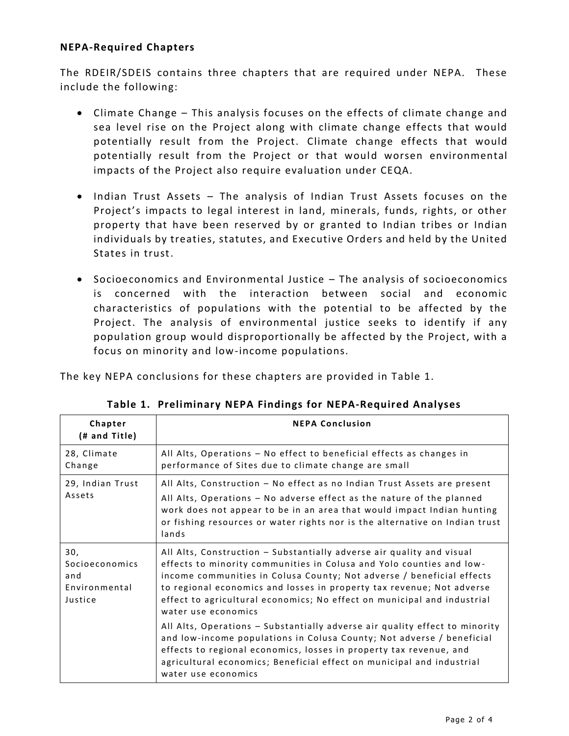**NEPA-Required Chapters**

The RDEIR/SDEIS contains three chapters that are required under NEPA. These include the following:

- Climate Change – This analysis focuses on the effects of climate change and sea level rise on the Project along with climate change effects that would potentially result from the Project. Climate change effects that would potentially result from the Project or that would worsen environmental impacts of the Project also require evaluation under CEQA.
- Indian Trust Assets – The analysis of Indian Trust Assets focuses on the Project's impacts to legal interest in land, minerals, funds, rights, or other property that have been reserved by or granted to Indian tribes or Indian individuals by treaties, statutes, and Executive Orders and held by the United States in trust.
- Socioeconomics and Environmental Justice – The analysis of socioeconomics is concerned with the interaction between social and economic characteristics of populations with the potential to be affected by the Project. The analysis of environmental justice seeks to identify if any population group would disproportionally be affected by the Project, with a focus on minority and low-income populations.

The key NEPA conclusions for these chapters are provided in Table 1.

**Table 1. Preliminary NEPA Findings for NEPA-Required Analyses**

| Chapter (# and Title) | NEPA Conclusion |
|---|---|
| 28, Climate Change | All Alts, Operations – No effect to beneficial effects as changes in performance of Sites due to climate change are small |
| 29, Indian Trust Assets | All Alts, Construction – No effect as no Indian Trust Assets are present<br>All Alts, Operations – No adverse effect as the nature of the planned work does not appear to be in an area that would impact Indian hunting or fishing resources or water rights nor is the alternative on Indian trust lands |
| 30, Socioeconomics and Environmental Justice | All Alts, Construction – Substantially adverse air quality and visual effects to minority communities in Colusa and Yolo counties and low-income communities in Colusa County; Not adverse / beneficial effects to regional economics and losses in property tax revenue; Not adverse effect to agricultural economics; No effect on municipal and industrial water use economics<br>All Alts, Operations – Substantially adverse air quality effect to minority and low-income populations in Colusa County; Not adverse / beneficial effects to regional economics, losses in property tax revenue, and agricultural economics; Beneficial effect on municipal and industrial water use economics |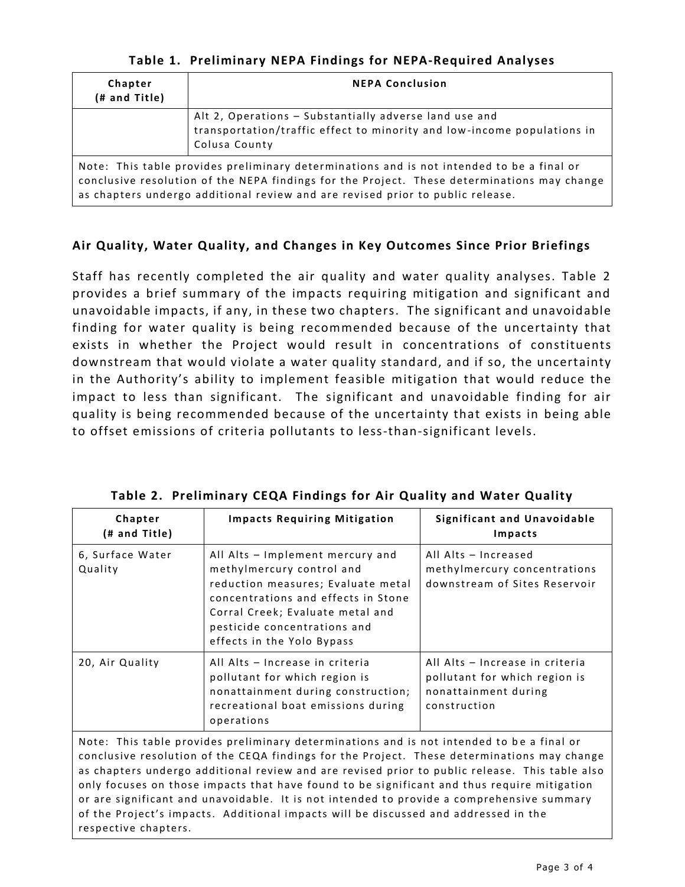**Table 1. Preliminary NEPA Findings for NEPA-Required Analyses**

| Chapter (# and Title) | NEPA Conclusion |
| --- | --- |
| | Alt 2, Operations – Substantially adverse land use and transportation/traffic effect to minority and low-income populations in Colusa County |
| Note: This table provides preliminary determinations and is not intended to be a final or conclusive resolution of the NEPA findings for the Project. These determinations may change as chapters undergo additional review and are revised prior to public release. | |

## Air Quality, Water Quality, and Changes in Key Outcomes Since Prior Briefings

Staff has recently completed the air quality and water quality analyses. Table 2 provides a brief summary of the impacts requiring mitigation and significant and unavoidable impacts, if any, in these two chapters. The significant and unavoidable finding for water quality is being recommended because of the uncertainty that exists in whether the Project would result in concentrations of constituents downstream that would violate a water quality standard, and if so, the uncertainty in the Authority's ability to implement feasible mitigation that would reduce the impact to less than significant. The significant and unavoidable finding for air quality is being recommended because of the uncertainty that exists in being able to offset emissions of criteria pollutants to less-than-significant levels.

**Table 2. Preliminary CEQA Findings for Air Quality and Water Quality**

| Chapter (# and Title) | Impacts Requiring Mitigation | Significant and Unavoidable Impacts |
| --- | --- | --- |
| 6, Surface Water Quality | All Alts – Implement mercury and methylmercury control and reduction measures; Evaluate metal concentrations and effects in Stone Corral Creek; Evaluate metal and pesticide concentrations and effects in the Yolo Bypass | All Alts – Increased methylmercury concentrations downstream of Sites Reservoir |
| 20, Air Quality | All Alts – Increase in criteria pollutant for which region is nonattainment during construction; recreational boat emissions during operations | All Alts – Increase in criteria pollutant for which region is nonattainment during construction |
| Note: This table provides preliminary determinations and is not intended to be a final or conclusive resolution of the CEQA findings for the Project. These determinations may change as chapters undergo additional review and are revised prior to public release. This table also only focuses on those impacts that have found to be significant and thus require mitigation or are significant and unavoidable. It is not intended to provide a comprehensive summary of the Project's impacts. Additional impacts will be discussed and addressed in the respective chapters. | | |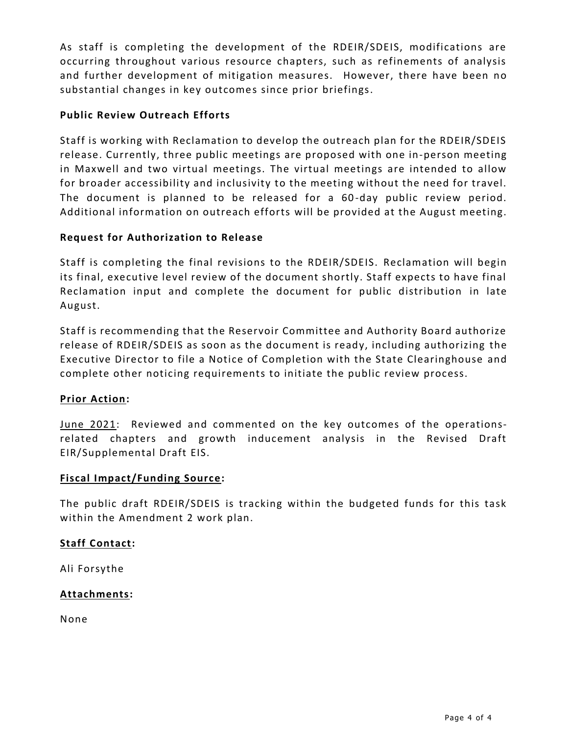As staff is completing the development of the RDEIR/SDEIS, modifications are occurring throughout various resource chapters, such as refinements of analysis and further development of mitigation measures. However, there have been no substantial changes in key outcomes since prior briefings.

**Public Review Outreach Efforts**

Staff is working with Reclamation to develop the outreach plan for the RDEIR/SDEIS release. Currently, three public meetings are proposed with one in-person meeting in Maxwell and two virtual meetings. The virtual meetings are intended to allow for broader accessibility and inclusivity to the meeting without the need for travel. The document is planned to be released for a 60-day public review period. Additional information on outreach efforts will be provided at the August meeting.

**Request for Authorization to Release**

Staff is completing the final revisions to the RDEIR/SDEIS. Reclamation will begin its final, executive level review of the document shortly. Staff expects to have final Reclamation input and complete the document for public distribution in late August.

Staff is recommending that the Reservoir Committee and Authority Board authorize release of RDEIR/SDEIS as soon as the document is ready, including authorizing the Executive Director to file a Notice of Completion with the State Clearinghouse and complete other noticing requirements to initiate the public review process.

**Prior Action:**

June 2021: Reviewed and commented on the key outcomes of the operations-related chapters and growth inducement analysis in the Revised Draft EIR/Supplemental Draft EIS.

**Fiscal Impact/Funding Source:**

The public draft RDEIR/SDEIS is tracking within the budgeted funds for this task within the Amendment 2 work plan.

**Staff Contact:**

Ali Forsythe

**Attachments:**

None